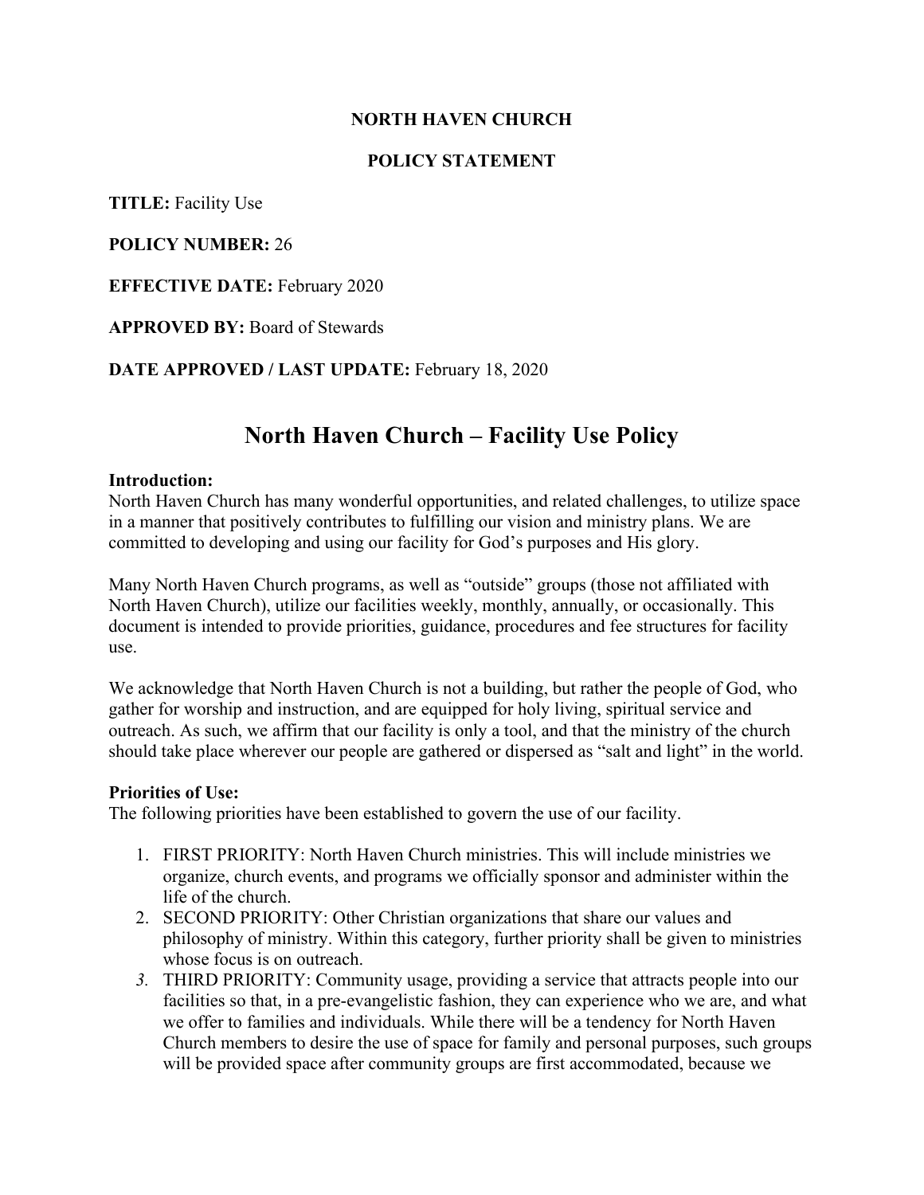**NORTH HAVEN CHURCH**

**POLICY STATEMENT**

**TITLE:** Facility Use

**POLICY NUMBER:** 26

**EFFECTIVE DATE:** February 2020

**APPROVED BY:** Board of Stewards

**DATE APPROVED / LAST UPDATE:** February 18, 2020

# North Haven Church – Facility Use Policy

**Introduction:**
North Haven Church has many wonderful opportunities, and related challenges, to utilize space in a manner that positively contributes to fulfilling our vision and ministry plans. We are committed to developing and using our facility for God's purposes and His glory.

Many North Haven Church programs, as well as "outside" groups (those not affiliated with North Haven Church), utilize our facilities weekly, monthly, annually, or occasionally. This document is intended to provide priorities, guidance, procedures and fee structures for facility use.

We acknowledge that North Haven Church is not a building, but rather the people of God, who gather for worship and instruction, and are equipped for holy living, spiritual service and outreach. As such, we affirm that our facility is only a tool, and that the ministry of the church should take place wherever our people are gathered or dispersed as "salt and light" in the world.

**Priorities of Use:**
The following priorities have been established to govern the use of our facility.

1. FIRST PRIORITY: North Haven Church ministries. This will include ministries we organize, church events, and programs we officially sponsor and administer within the life of the church.
2. SECOND PRIORITY: Other Christian organizations that share our values and philosophy of ministry. Within this category, further priority shall be given to ministries whose focus is on outreach.
3. THIRD PRIORITY: Community usage, providing a service that attracts people into our facilities so that, in a pre-evangelistic fashion, they can experience who we are, and what we offer to families and individuals. While there will be a tendency for North Haven Church members to desire the use of space for family and personal purposes, such groups will be provided space after community groups are first accommodated, because we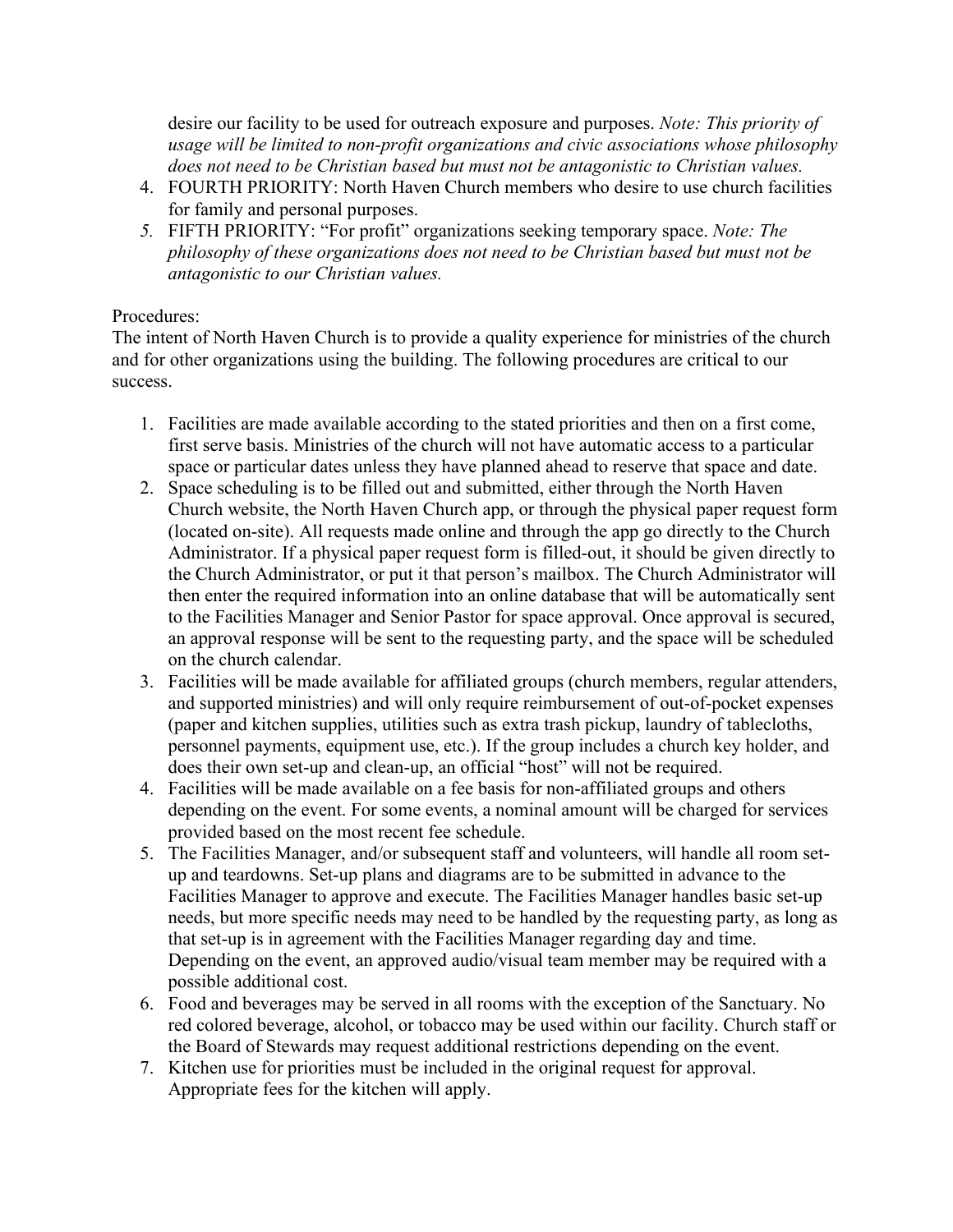desire our facility to be used for outreach exposure and purposes. *Note: This priority of usage will be limited to non-profit organizations and civic associations whose philosophy does not need to be Christian based but must not be antagonistic to Christian values.*

4. FOURTH PRIORITY: North Haven Church members who desire to use church facilities for family and personal purposes.
5. FIFTH PRIORITY: "For profit" organizations seeking temporary space. *Note: The philosophy of these organizations does not need to be Christian based but must not be antagonistic to our Christian values.*

Procedures:
The intent of North Haven Church is to provide a quality experience for ministries of the church and for other organizations using the building. The following procedures are critical to our success.

1. Facilities are made available according to the stated priorities and then on a first come, first serve basis. Ministries of the church will not have automatic access to a particular space or particular dates unless they have planned ahead to reserve that space and date.
2. Space scheduling is to be filled out and submitted, either through the North Haven Church website, the North Haven Church app, or through the physical paper request form (located on-site). All requests made online and through the app go directly to the Church Administrator. If a physical paper request form is filled-out, it should be given directly to the Church Administrator, or put it that person's mailbox. The Church Administrator will then enter the required information into an online database that will be automatically sent to the Facilities Manager and Senior Pastor for space approval. Once approval is secured, an approval response will be sent to the requesting party, and the space will be scheduled on the church calendar.
3. Facilities will be made available for affiliated groups (church members, regular attenders, and supported ministries) and will only require reimbursement of out-of-pocket expenses (paper and kitchen supplies, utilities such as extra trash pickup, laundry of tablecloths, personnel payments, equipment use, etc.). If the group includes a church key holder, and does their own set-up and clean-up, an official "host" will not be required.
4. Facilities will be made available on a fee basis for non-affiliated groups and others depending on the event. For some events, a nominal amount will be charged for services provided based on the most recent fee schedule.
5. The Facilities Manager, and/or subsequent staff and volunteers, will handle all room set-up and teardowns. Set-up plans and diagrams are to be submitted in advance to the Facilities Manager to approve and execute. The Facilities Manager handles basic set-up needs, but more specific needs may need to be handled by the requesting party, as long as that set-up is in agreement with the Facilities Manager regarding day and time. Depending on the event, an approved audio/visual team member may be required with a possible additional cost.
6. Food and beverages may be served in all rooms with the exception of the Sanctuary. No red colored beverage, alcohol, or tobacco may be used within our facility. Church staff or the Board of Stewards may request additional restrictions depending on the event.
7. Kitchen use for priorities must be included in the original request for approval. Appropriate fees for the kitchen will apply.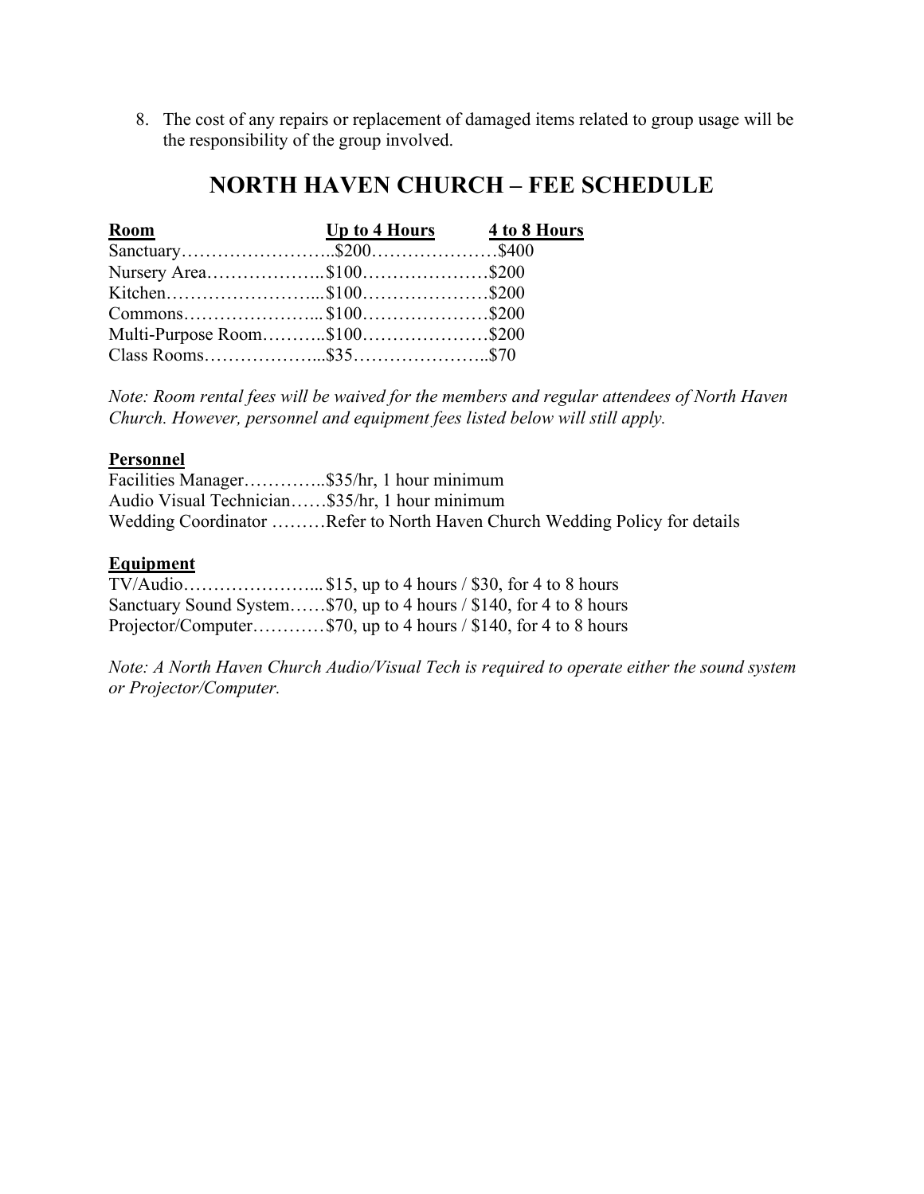8. The cost of any repairs or replacement of damaged items related to group usage will be the responsibility of the group involved.

# NORTH HAVEN CHURCH – FEE SCHEDULE

| Room | Up to 4 Hours | 4 to 8 Hours |
|---|---|---|
| Sanctuary | $200 | $400 |
| Nursery Area | $100 | $200 |
| Kitchen | $100 | $200 |
| Commons | $100 | $200 |
| Multi-Purpose Room | $100 | $200 |
| Class Rooms | $35 | $70 |

*Note: Room rental fees will be waived for the members and regular attendees of North Haven Church. However, personnel and equipment fees listed below will still apply.*

**Personnel**

Facilities Manager…………..$35/hr, 1 hour minimum
Audio Visual Technician……$35/hr, 1 hour minimum
Wedding Coordinator ………Refer to North Haven Church Wedding Policy for details

**Equipment**

TV/Audio…………………... $15, up to 4 hours / $30, for 4 to 8 hours
Sanctuary Sound System……$70, up to 4 hours / $140, for 4 to 8 hours
Projector/Computer…………$70, up to 4 hours / $140, for 4 to 8 hours

*Note: A North Haven Church Audio/Visual Tech is required to operate either the sound system or Projector/Computer.*